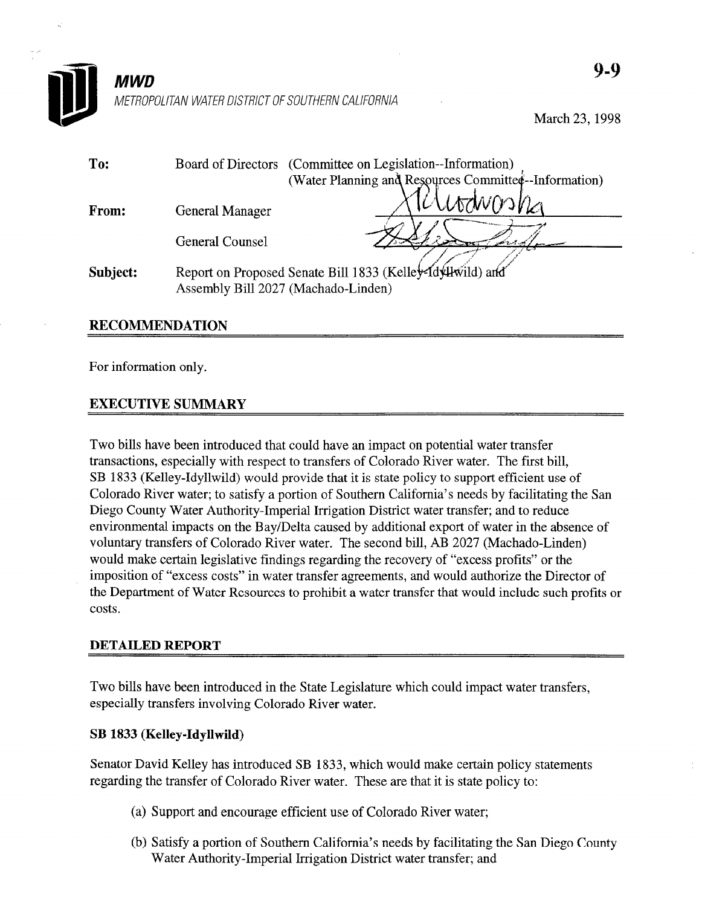**MWD**

*METROPOLITAN WATER DISTRICT OF SOUTHERN CALIFORNIA*

9-9

March 23, 1998

| | | |
|---|---|---|
| **To:** | Board of Directors | (Committee on Legislation--Information) (Water Planning and Resources Committee--Information) |
| **From:** | General Manager | |
| | General Counsel | |
| **Subject:** | Report on Proposed Senate Bill 1833 (Kelley-Idyllwild) and Assembly Bill 2027 (Machado-Linden) | |

## RECOMMENDATION

For information only.

## EXECUTIVE SUMMARY

Two bills have been introduced that could have an impact on potential water transfer transactions, especially with respect to transfers of Colorado River water. The first bill, SB 1833 (Kelley-Idyllwild) would provide that it is state policy to support efficient use of Colorado River water; to satisfy a portion of Southern California's needs by facilitating the San Diego County Water Authority-Imperial Irrigation District water transfer; and to reduce environmental impacts on the Bay/Delta caused by additional export of water in the absence of voluntary transfers of Colorado River water. The second bill, AB 2027 (Machado-Linden) would make certain legislative findings regarding the recovery of "excess profits" or the imposition of "excess costs" in water transfer agreements, and would authorize the Director of the Department of Water Resources to prohibit a water transfer that would include such profits or costs.

## DETAILED REPORT

Two bills have been introduced in the State Legislature which could impact water transfers, especially transfers involving Colorado River water.

### SB 1833 (Kelley-Idyllwild)

Senator David Kelley has introduced SB 1833, which would make certain policy statements regarding the transfer of Colorado River water. These are that it is state policy to:

(a) Support and encourage efficient use of Colorado River water;

(b) Satisfy a portion of Southern California's needs by facilitating the San Diego County Water Authority-Imperial Irrigation District water transfer; and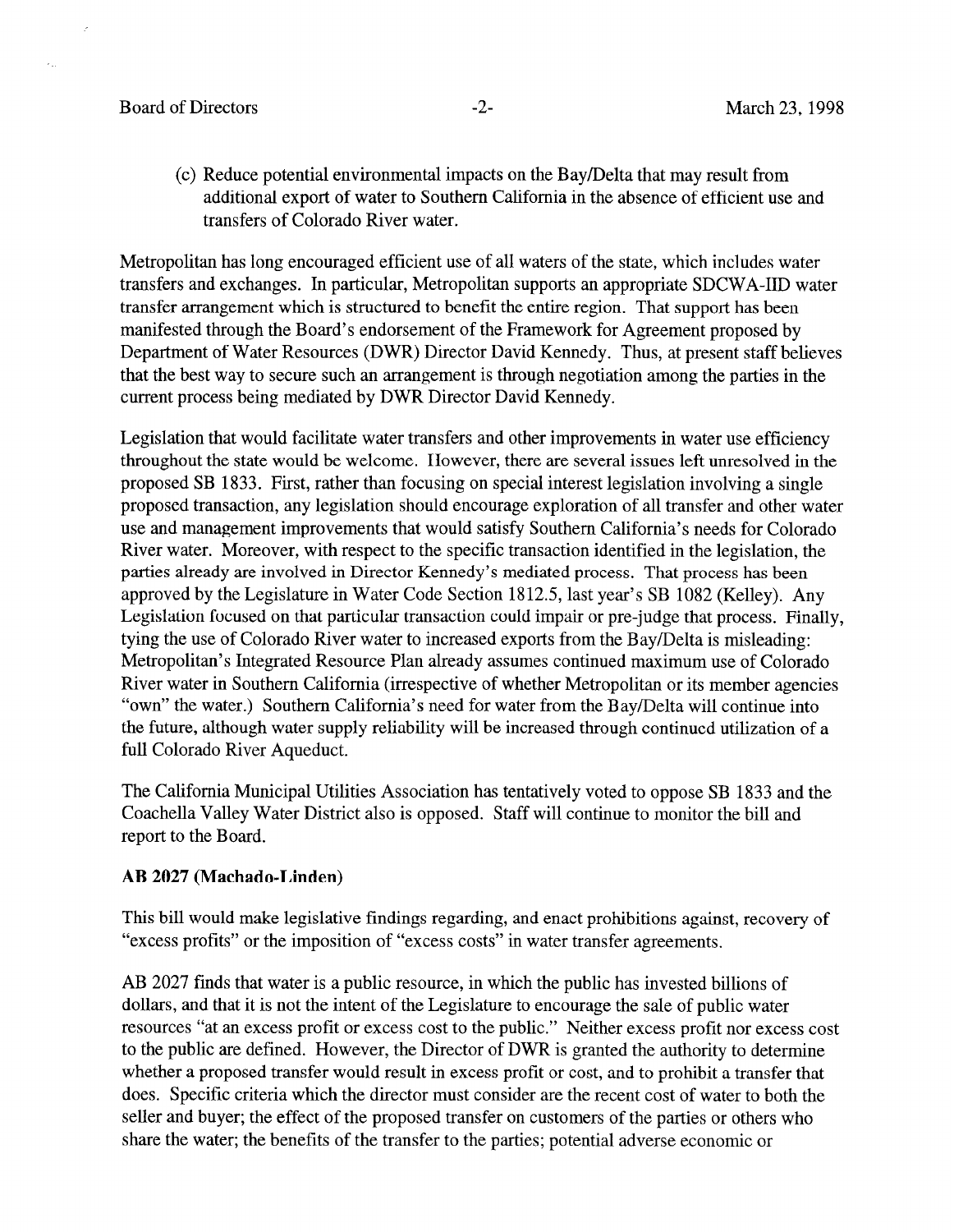(c) Reduce potential environmental impacts on the Bay/Delta that may result from additional export of water to Southern California in the absence of efficient use and transfers of Colorado River water.

Metropolitan has long encouraged efficient use of all waters of the state, which includes water transfers and exchanges. In particular, Metropolitan supports an appropriate SDCWA-IID water transfer arrangement which is structured to benefit the entire region. That support has been manifested through the Board's endorsement of the Framework for Agreement proposed by Department of Water Resources (DWR) Director David Kennedy. Thus, at present staff believes that the best way to secure such an arrangement is through negotiation among the parties in the current process being mediated by DWR Director David Kennedy.

Legislation that would facilitate water transfers and other improvements in water use efficiency throughout the state would be welcome. However, there are several issues left unresolved in the proposed SB 1833. First, rather than focusing on special interest legislation involving a single proposed transaction, any legislation should encourage exploration of all transfer and other water use and management improvements that would satisfy Southern California's needs for Colorado River water. Moreover, with respect to the specific transaction identified in the legislation, the parties already are involved in Director Kennedy's mediated process. That process has been approved by the Legislature in Water Code Section 1812.5, last year's SB 1082 (Kelley). Any Legislation focused on that particular transaction could impair or pre-judge that process. Finally, tying the use of Colorado River water to increased exports from the Bay/Delta is misleading: Metropolitan's Integrated Resource Plan already assumes continued maximum use of Colorado River water in Southern California (irrespective of whether Metropolitan or its member agencies "own" the water.) Southern California's need for water from the Bay/Delta will continue into the future, although water supply reliability will be increased through continued utilization of a full Colorado River Aqueduct.

The California Municipal Utilities Association has tentatively voted to oppose SB 1833 and the Coachella Valley Water District also is opposed. Staff will continue to monitor the bill and report to the Board.

**AB 2027 (Machado-Linden)**

This bill would make legislative findings regarding, and enact prohibitions against, recovery of "excess profits" or the imposition of "excess costs" in water transfer agreements.

AB 2027 finds that water is a public resource, in which the public has invested billions of dollars, and that it is not the intent of the Legislature to encourage the sale of public water resources "at an excess profit or excess cost to the public." Neither excess profit nor excess cost to the public are defined. However, the Director of DWR is granted the authority to determine whether a proposed transfer would result in excess profit or cost, and to prohibit a transfer that does. Specific criteria which the director must consider are the recent cost of water to both the seller and buyer; the effect of the proposed transfer on customers of the parties or others who share the water; the benefits of the transfer to the parties; potential adverse economic or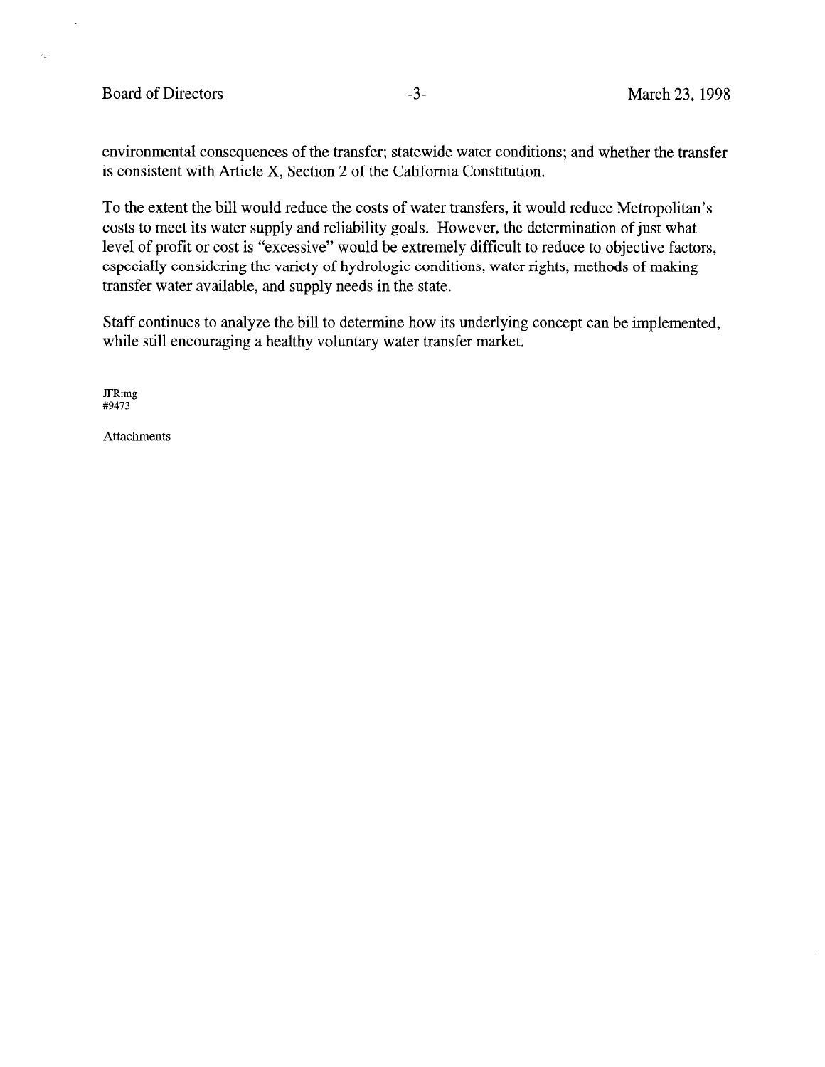environmental consequences of the transfer; statewide water conditions; and whether the transfer is consistent with Article X, Section 2 of the California Constitution.

To the extent the bill would reduce the costs of water transfers, it would reduce Metropolitan's costs to meet its water supply and reliability goals. However, the determination of just what level of profit or cost is "excessive" would be extremely difficult to reduce to objective factors, especially considering the variety of hydrologic conditions, water rights, methods of making transfer water available, and supply needs in the state.

Staff continues to analyze the bill to determine how its underlying concept can be implemented, while still encouraging a healthy voluntary water transfer market.

JFR:mg
#9473

Attachments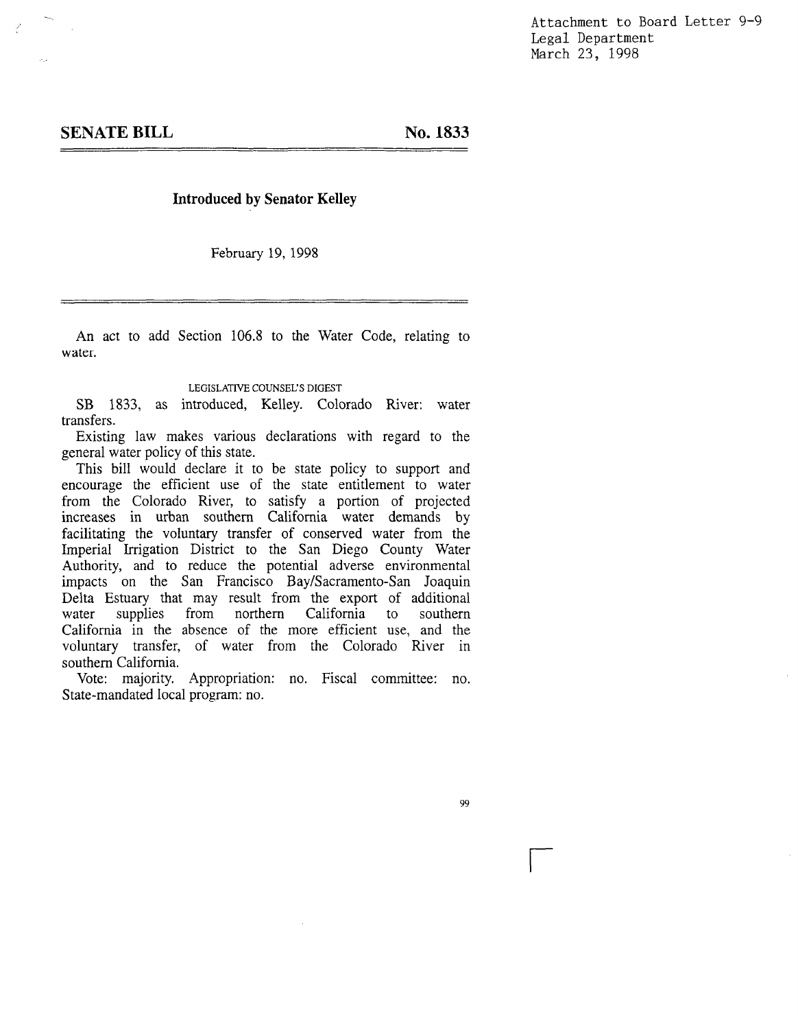Attachment to Board Letter 9-9
Legal Department
March 23, 1998

## SENATE BILL No. 1833

**Introduced by Senator Kelley**

February 19, 1998

An act to add Section 106.8 to the Water Code, relating to water.

LEGISLATIVE COUNSEL'S DIGEST

SB 1833, as introduced, Kelley. Colorado River: water transfers.

Existing law makes various declarations with regard to the general water policy of this state.

This bill would declare it to be state policy to support and encourage the efficient use of the state entitlement to water from the Colorado River, to satisfy a portion of projected increases in urban southern California water demands by facilitating the voluntary transfer of conserved water from the Imperial Irrigation District to the San Diego County Water Authority, and to reduce the potential adverse environmental impacts on the San Francisco Bay/Sacramento-San Joaquin Delta Estuary that may result from the export of additional water supplies from northern California to southern California in the absence of the more efficient use, and the voluntary transfer, of water from the Colorado River in southern California.

Vote: majority. Appropriation: no. Fiscal committee: no. State-mandated local program: no.

99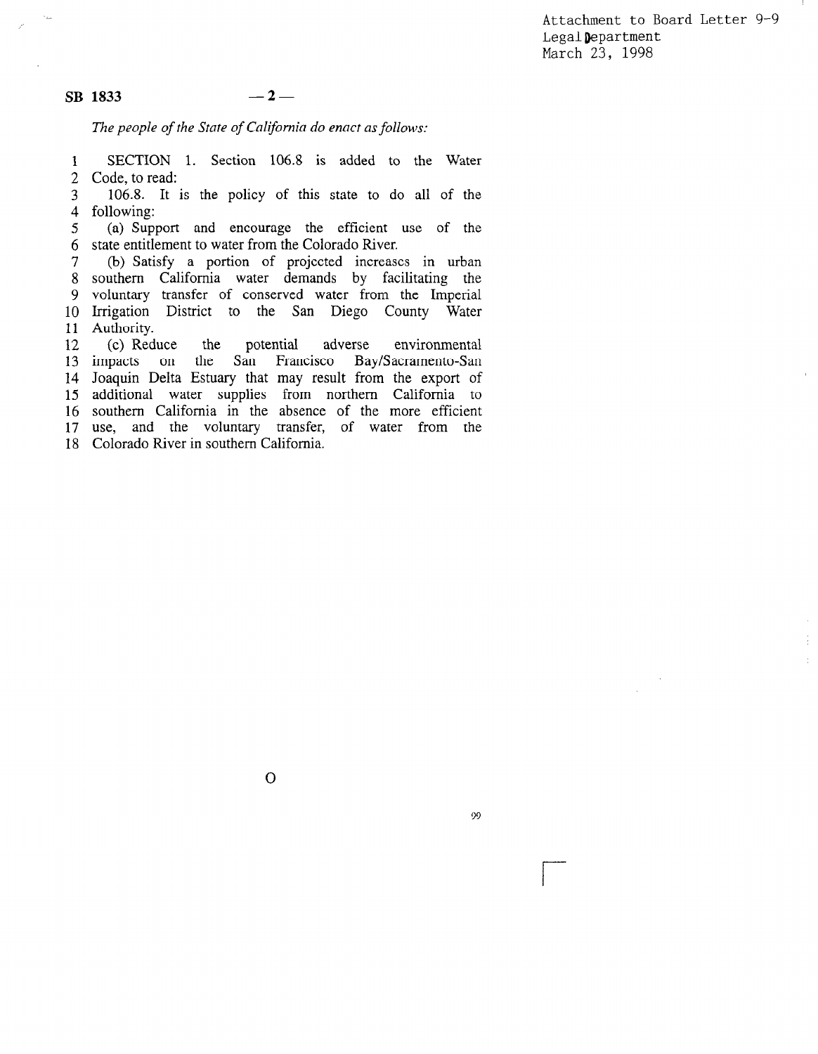Attachment to Board Letter 9-9
Legal Department
March 23, 1998

**SB 1833** — 2 —

*The people of the State of California do enact as follows:*

SECTION 1. Section 106.8 is added to the Water Code, to read:

106.8. It is the policy of this state to do all of the following:

(a) Support and encourage the efficient use of the state entitlement to water from the Colorado River.

(b) Satisfy a portion of projected increases in urban southern California water demands by facilitating the voluntary transfer of conserved water from the Imperial Irrigation District to the San Diego County Water Authority.

(c) Reduce the potential adverse environmental impacts on the San Francisco Bay/Sacramento-San Joaquin Delta Estuary that may result from the export of additional water supplies from northern California to southern California in the absence of the more efficient use, and the voluntary transfer, of water from the Colorado River in southern California.

O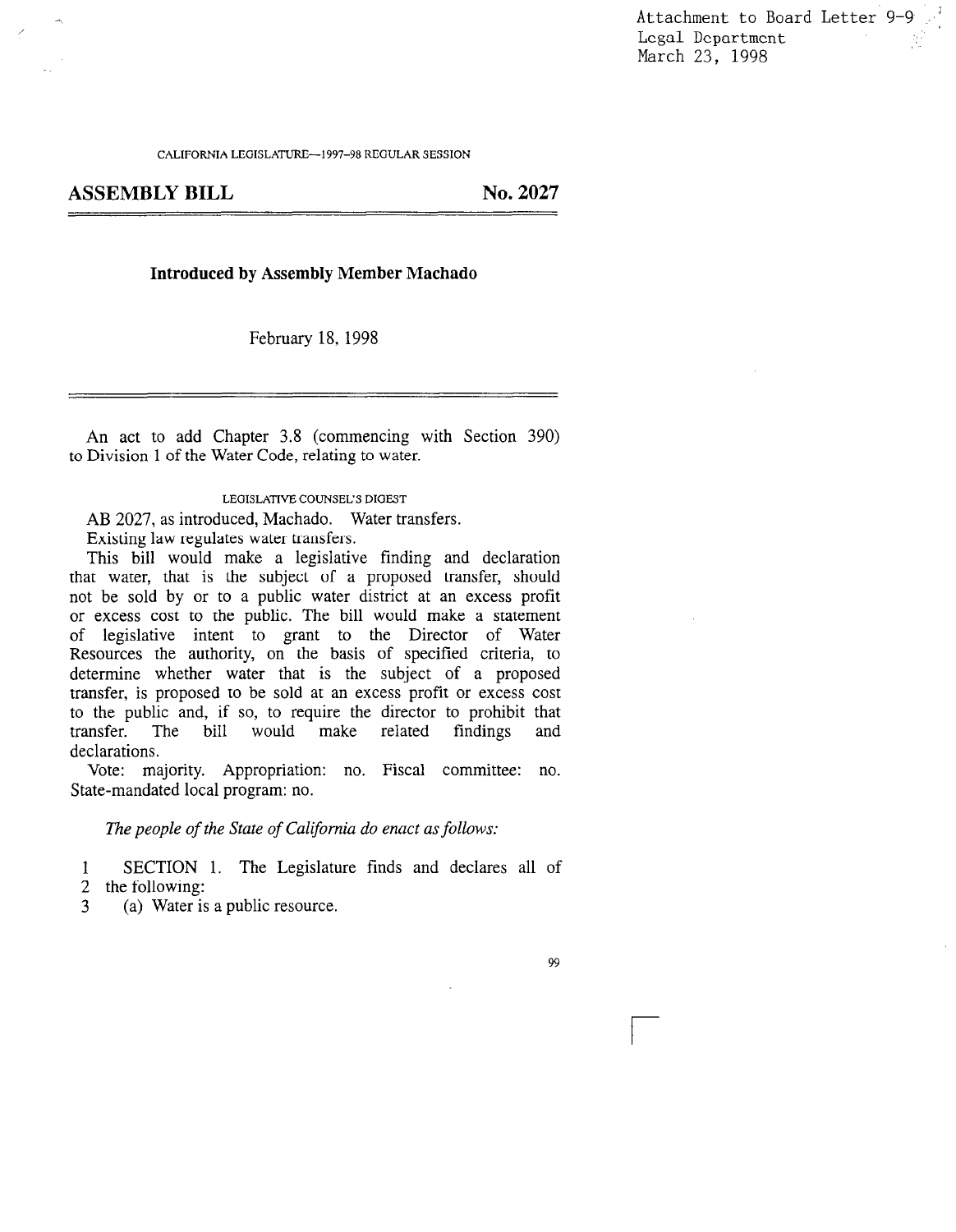Attachment to Board Letter 9-9
Legal Department
March 23, 1998

CALIFORNIA LEGISLATURE—1997–98 REGULAR SESSION

## ASSEMBLY BILL No. 2027

**Introduced by Assembly Member Machado**

February 18, 1998

An act to add Chapter 3.8 (commencing with Section 390) to Division 1 of the Water Code, relating to water.

LEGISLATIVE COUNSEL'S DIGEST

AB 2027, as introduced, Machado. Water transfers.

Existing law regulates water transfers.

This bill would make a legislative finding and declaration that water, that is the subject of a proposed transfer, should not be sold by or to a public water district at an excess profit or excess cost to the public. The bill would make a statement of legislative intent to grant to the Director of Water Resources the authority, on the basis of specified criteria, to determine whether water that is the subject of a proposed transfer, is proposed to be sold at an excess profit or excess cost to the public and, if so, to require the director to prohibit that transfer. The bill would make related findings and declarations.

Vote: majority. Appropriation: no. Fiscal committee: no. State-mandated local program: no.

*The people of the State of California do enact as follows:*

1 SECTION 1. The Legislature finds and declares all of
2 the following:
3 (a) Water is a public resource.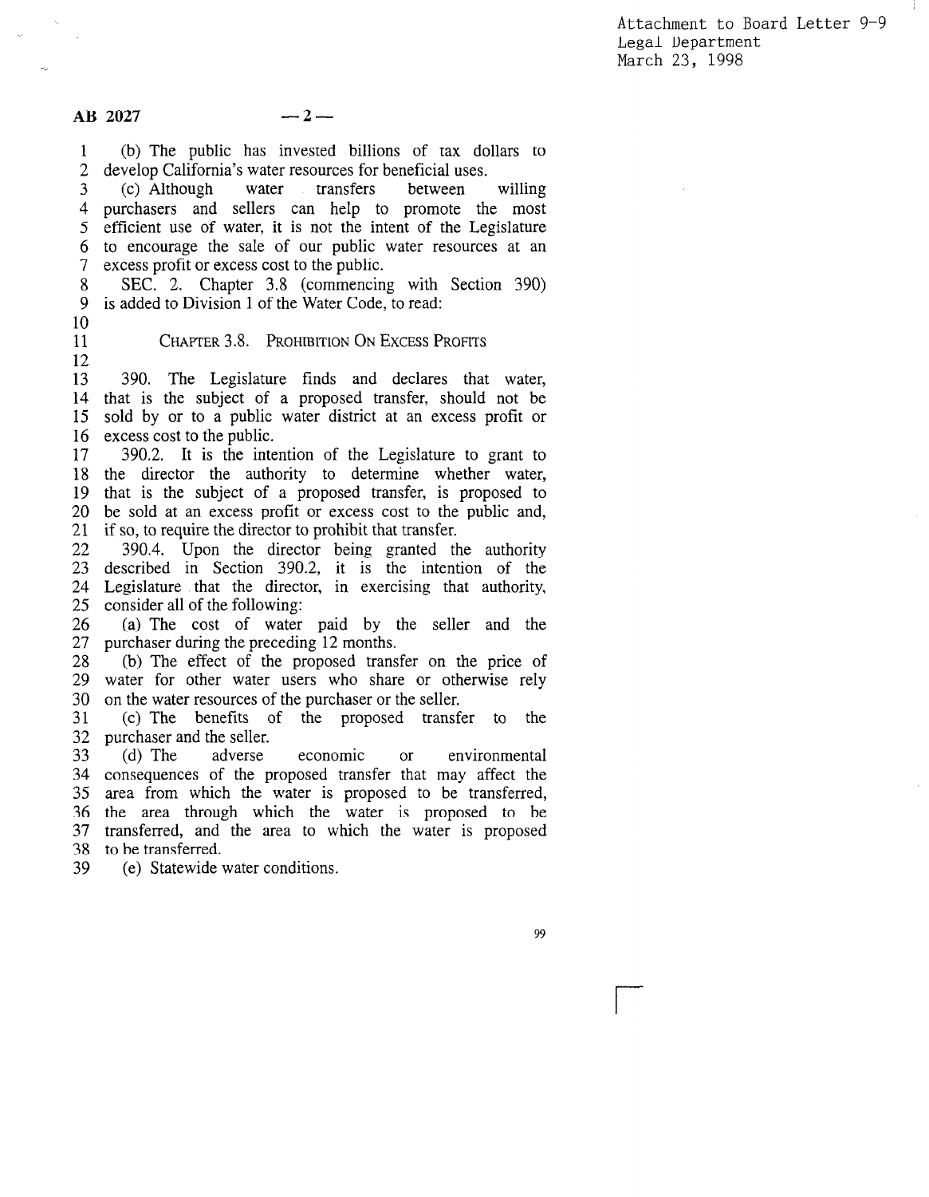Attachment to Board Letter 9-9
Legal Department
March 23, 1998

(b) The public has invested billions of tax dollars to develop California's water resources for beneficial uses.

(c) Although water transfers between willing purchasers and sellers can help to promote the most efficient use of water, it is not the intent of the Legislature to encourage the sale of our public water resources at an excess profit or excess cost to the public.

SEC. 2. Chapter 3.8 (commencing with Section 390) is added to Division 1 of the Water Code, to read:

## CHAPTER 3.8. PROHIBITION ON EXCESS PROFITS

390. The Legislature finds and declares that water, that is the subject of a proposed transfer, should not be sold by or to a public water district at an excess profit or excess cost to the public.

390.2. It is the intention of the Legislature to grant to the director the authority to determine whether water, that is the subject of a proposed transfer, is proposed to be sold at an excess profit or excess cost to the public and, if so, to require the director to prohibit that transfer.

390.4. Upon the director being granted the authority described in Section 390.2, it is the intention of the Legislature that the director, in exercising that authority, consider all of the following:

(a) The cost of water paid by the seller and the purchaser during the preceding 12 months.

(b) The effect of the proposed transfer on the price of water for other water users who share or otherwise rely on the water resources of the purchaser or the seller.

(c) The benefits of the proposed transfer to the purchaser and the seller.

(d) The adverse economic or environmental consequences of the proposed transfer that may affect the area from which the water is proposed to be transferred, the area through which the water is proposed to be transferred, and the area to which the water is proposed to be transferred.

(e) Statewide water conditions.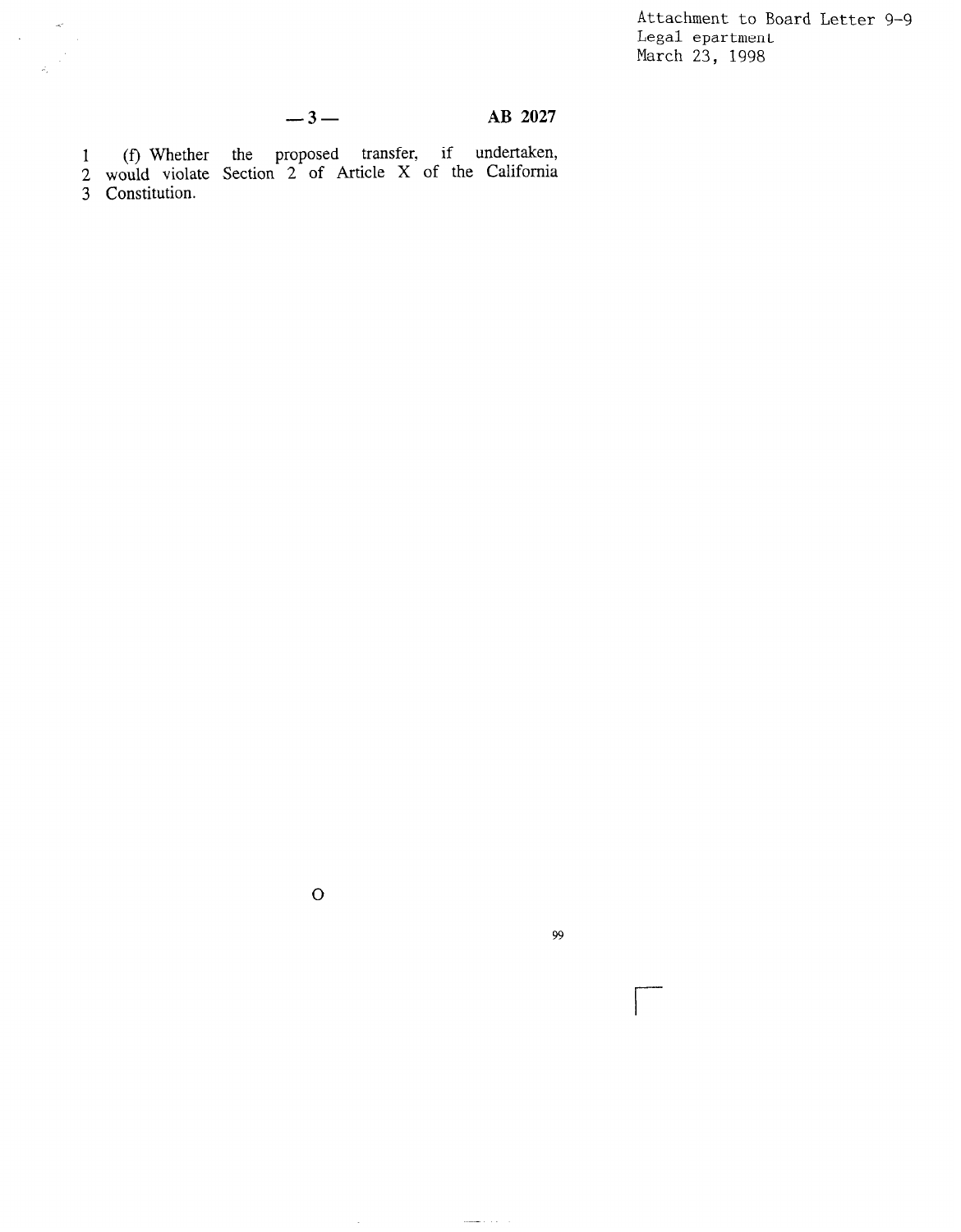Attachment to Board Letter 9-9
Legal epartment
March 23, 1998

(f) Whether the proposed transfer, if undertaken, would violate Section 2 of Article X of the California Constitution.